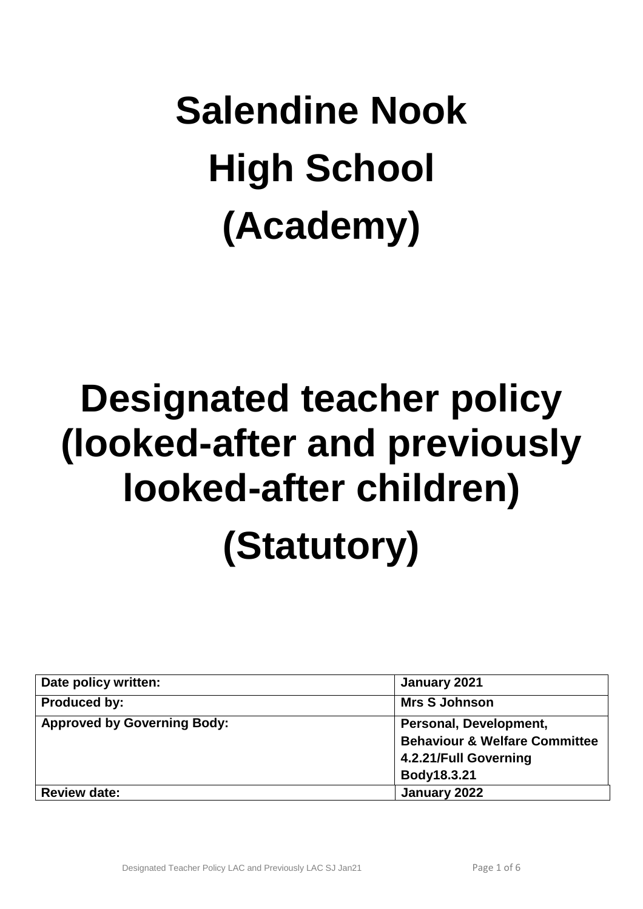# Salendine Nook High School (Academy)

# Designated teacher policy (looked-after and previously looked-after children) (Statutory)

| Date policy written: | January 2021 |
| --- | --- |
| Produced by: | Mrs S Johnson |
| Approved by Governing Body: | Personal, Development, Behaviour & Welfare Committee 4.2.21/Full Governing Body18.3.21 |
| Review date: | January 2022 |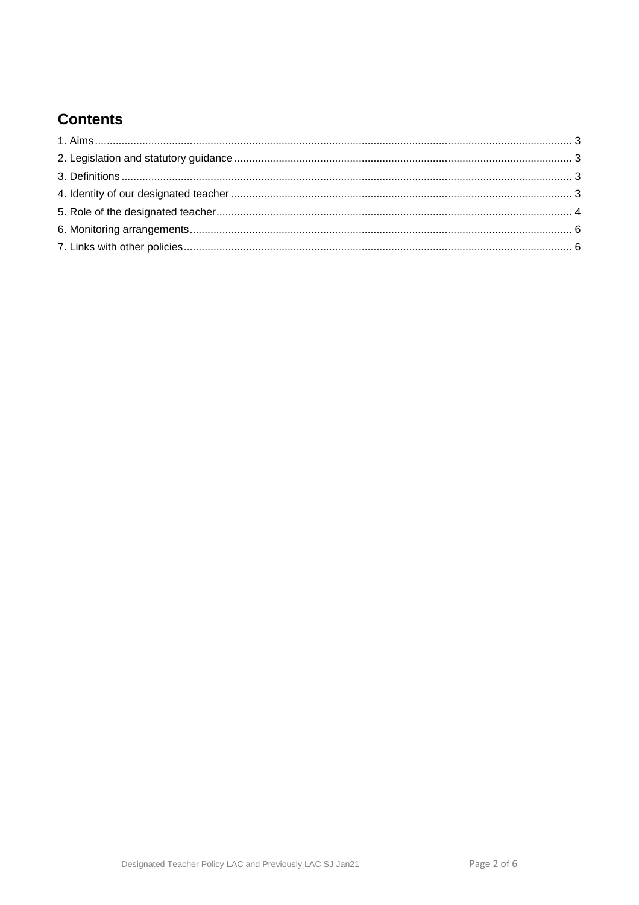## Contents

1. Aims ........................................................................................................................................................ 3
2. Legislation and statutory guidance ........................................................................................................ 3
3. Definitions ............................................................................................................................................. 3
4. Identity of our designated teacher ......................................................................................................... 3
5. Role of the designated teacher .............................................................................................................. 4
6. Monitoring arrangements ....................................................................................................................... 6
7. Links with other policies ......................................................................................................................... 6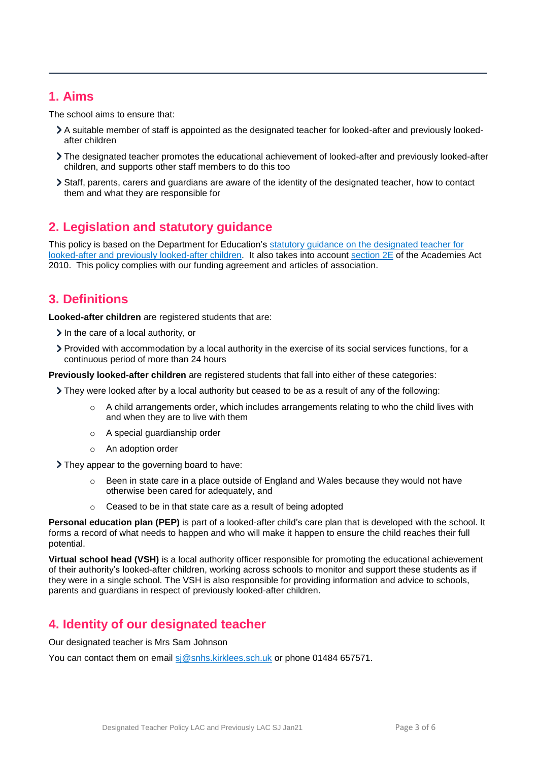## 1. Aims

The school aims to ensure that:

- A suitable member of staff is appointed as the designated teacher for looked-after and previously looked-after children
- The designated teacher promotes the educational achievement of looked-after and previously looked-after children, and supports other staff members to do this too
- Staff, parents, carers and guardians are aware of the identity of the designated teacher, how to contact them and what they are responsible for

## 2. Legislation and statutory guidance

This policy is based on the Department for Education's [statutory guidance on the designated teacher for looked-after and previously looked-after children](). It also takes into account [section 2E]() of the Academies Act 2010. This policy complies with our funding agreement and articles of association.

## 3. Definitions

**Looked-after children** are registered students that are:

- In the care of a local authority, or
- Provided with accommodation by a local authority in the exercise of its social services functions, for a continuous period of more than 24 hours

**Previously looked-after children** are registered students that fall into either of these categories:

- They were looked after by a local authority but ceased to be as a result of any of the following:
    - A child arrangements order, which includes arrangements relating to who the child lives with and when they are to live with them
    - A special guardianship order
    - An adoption order
- They appear to the governing board to have:
    - Been in state care in a place outside of England and Wales because they would not have otherwise been cared for adequately, and
    - Ceased to be in that state care as a result of being adopted

**Personal education plan (PEP)** is part of a looked-after child's care plan that is developed with the school. It forms a record of what needs to happen and who will make it happen to ensure the child reaches their full potential.

**Virtual school head (VSH)** is a local authority officer responsible for promoting the educational achievement of their authority's looked-after children, working across schools to monitor and support these students as if they were in a single school. The VSH is also responsible for providing information and advice to schools, parents and guardians in respect of previously looked-after children.

## 4. Identity of our designated teacher

Our designated teacher is Mrs Sam Johnson

You can contact them on email sj@snhs.kirklees.sch.uk or phone 01484 657571.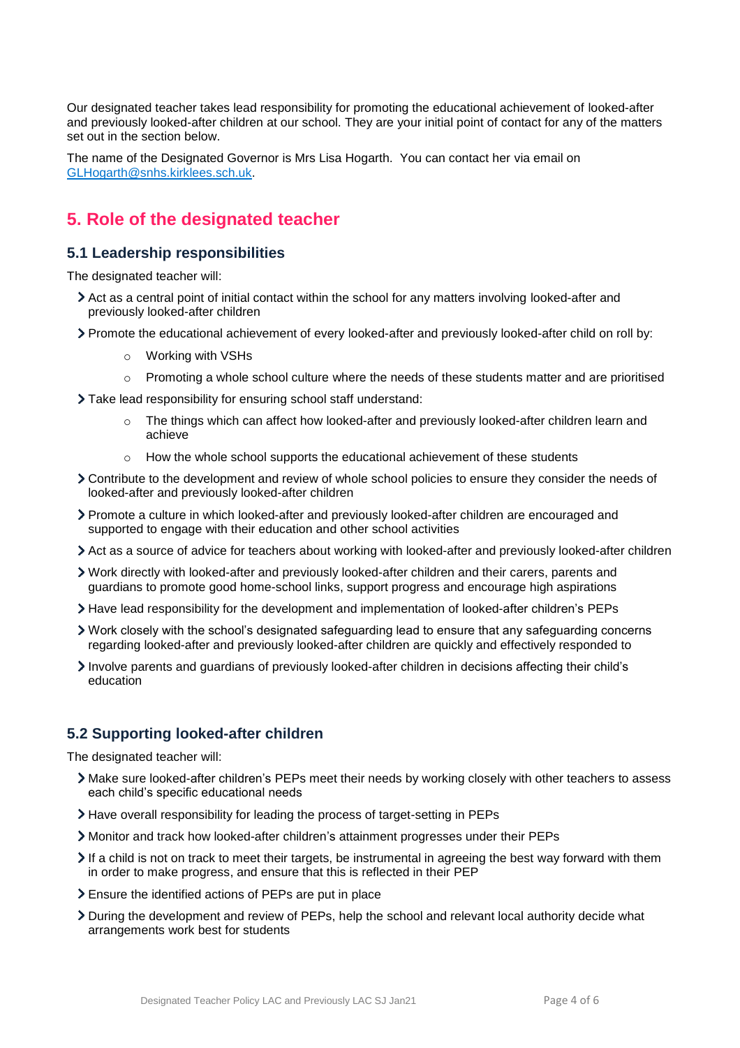Our designated teacher takes lead responsibility for promoting the educational achievement of looked-after and previously looked-after children at our school. They are your initial point of contact for any of the matters set out in the section below.

The name of the Designated Governor is Mrs Lisa Hogarth. You can contact her via email on [GLHogarth@snhs.kirklees.sch.uk](mailto:GLHogarth@snhs.kirklees.sch.uk).

## 5. Role of the designated teacher

### 5.1 Leadership responsibilities

The designated teacher will:

- Act as a central point of initial contact within the school for any matters involving looked-after and previously looked-after children
- Promote the educational achievement of every looked-after and previously looked-after child on roll by:
    - Working with VSHs
    - Promoting a whole school culture where the needs of these students matter and are prioritised
- Take lead responsibility for ensuring school staff understand:
    - The things which can affect how looked-after and previously looked-after children learn and achieve
    - How the whole school supports the educational achievement of these students
- Contribute to the development and review of whole school policies to ensure they consider the needs of looked-after and previously looked-after children
- Promote a culture in which looked-after and previously looked-after children are encouraged and supported to engage with their education and other school activities
- Act as a source of advice for teachers about working with looked-after and previously looked-after children
- Work directly with looked-after and previously looked-after children and their carers, parents and guardians to promote good home-school links, support progress and encourage high aspirations
- Have lead responsibility for the development and implementation of looked-after children's PEPs
- Work closely with the school's designated safeguarding lead to ensure that any safeguarding concerns regarding looked-after and previously looked-after children are quickly and effectively responded to
- Involve parents and guardians of previously looked-after children in decisions affecting their child's education

### 5.2 Supporting looked-after children

The designated teacher will:

- Make sure looked-after children's PEPs meet their needs by working closely with other teachers to assess each child's specific educational needs
- Have overall responsibility for leading the process of target-setting in PEPs
- Monitor and track how looked-after children's attainment progresses under their PEPs
- If a child is not on track to meet their targets, be instrumental in agreeing the best way forward with them in order to make progress, and ensure that this is reflected in their PEP
- Ensure the identified actions of PEPs are put in place
- During the development and review of PEPs, help the school and relevant local authority decide what arrangements work best for students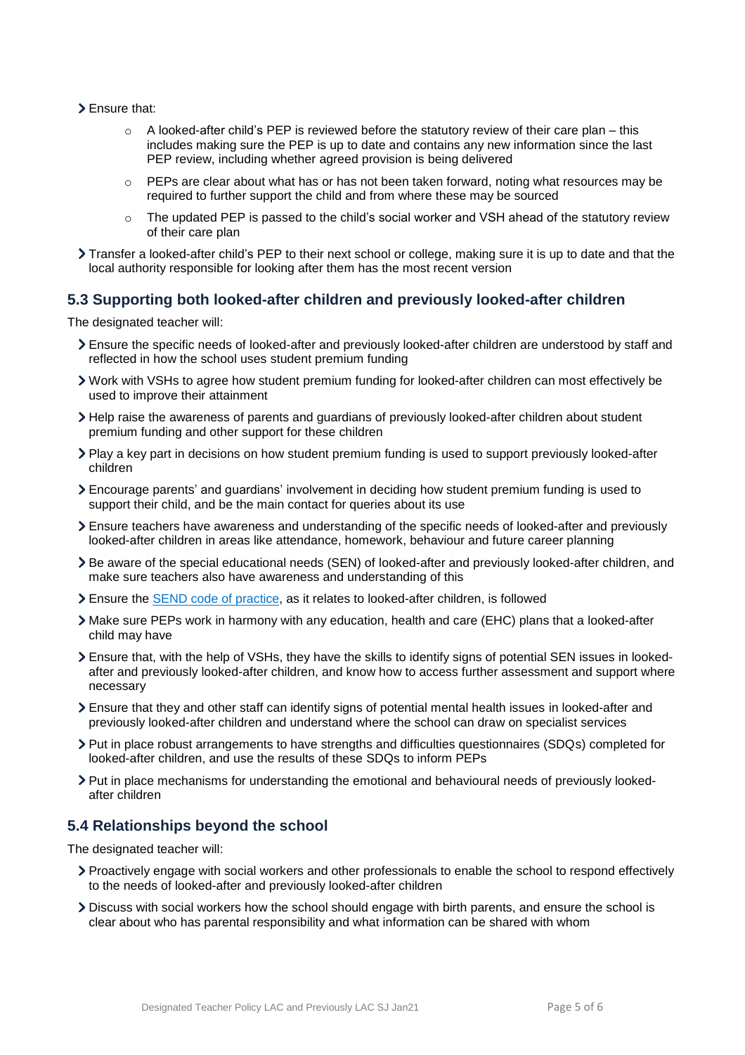- Ensure that:
    - A looked-after child's PEP is reviewed before the statutory review of their care plan – this includes making sure the PEP is up to date and contains any new information since the last PEP review, including whether agreed provision is being delivered
    - PEPs are clear about what has or has not been taken forward, noting what resources may be required to further support the child and from where these may be sourced
    - The updated PEP is passed to the child's social worker and VSH ahead of the statutory review of their care plan
- Transfer a looked-after child's PEP to their next school or college, making sure it is up to date and that the local authority responsible for looking after them has the most recent version

## 5.3 Supporting both looked-after children and previously looked-after children

The designated teacher will:

- Ensure the specific needs of looked-after and previously looked-after children are understood by staff and reflected in how the school uses student premium funding
- Work with VSHs to agree how student premium funding for looked-after children can most effectively be used to improve their attainment
- Help raise the awareness of parents and guardians of previously looked-after children about student premium funding and other support for these children
- Play a key part in decisions on how student premium funding is used to support previously looked-after children
- Encourage parents' and guardians' involvement in deciding how student premium funding is used to support their child, and be the main contact for queries about its use
- Ensure teachers have awareness and understanding of the specific needs of looked-after and previously looked-after children in areas like attendance, homework, behaviour and future career planning
- Be aware of the special educational needs (SEN) of looked-after and previously looked-after children, and make sure teachers also have awareness and understanding of this
- Ensure the SEND code of practice, as it relates to looked-after children, is followed
- Make sure PEPs work in harmony with any education, health and care (EHC) plans that a looked-after child may have
- Ensure that, with the help of VSHs, they have the skills to identify signs of potential SEN issues in looked-after and previously looked-after children, and know how to access further assessment and support where necessary
- Ensure that they and other staff can identify signs of potential mental health issues in looked-after and previously looked-after children and understand where the school can draw on specialist services
- Put in place robust arrangements to have strengths and difficulties questionnaires (SDQs) completed for looked-after children, and use the results of these SDQs to inform PEPs
- Put in place mechanisms for understanding the emotional and behavioural needs of previously looked-after children

## 5.4 Relationships beyond the school

The designated teacher will:

- Proactively engage with social workers and other professionals to enable the school to respond effectively to the needs of looked-after and previously looked-after children
- Discuss with social workers how the school should engage with birth parents, and ensure the school is clear about who has parental responsibility and what information can be shared with whom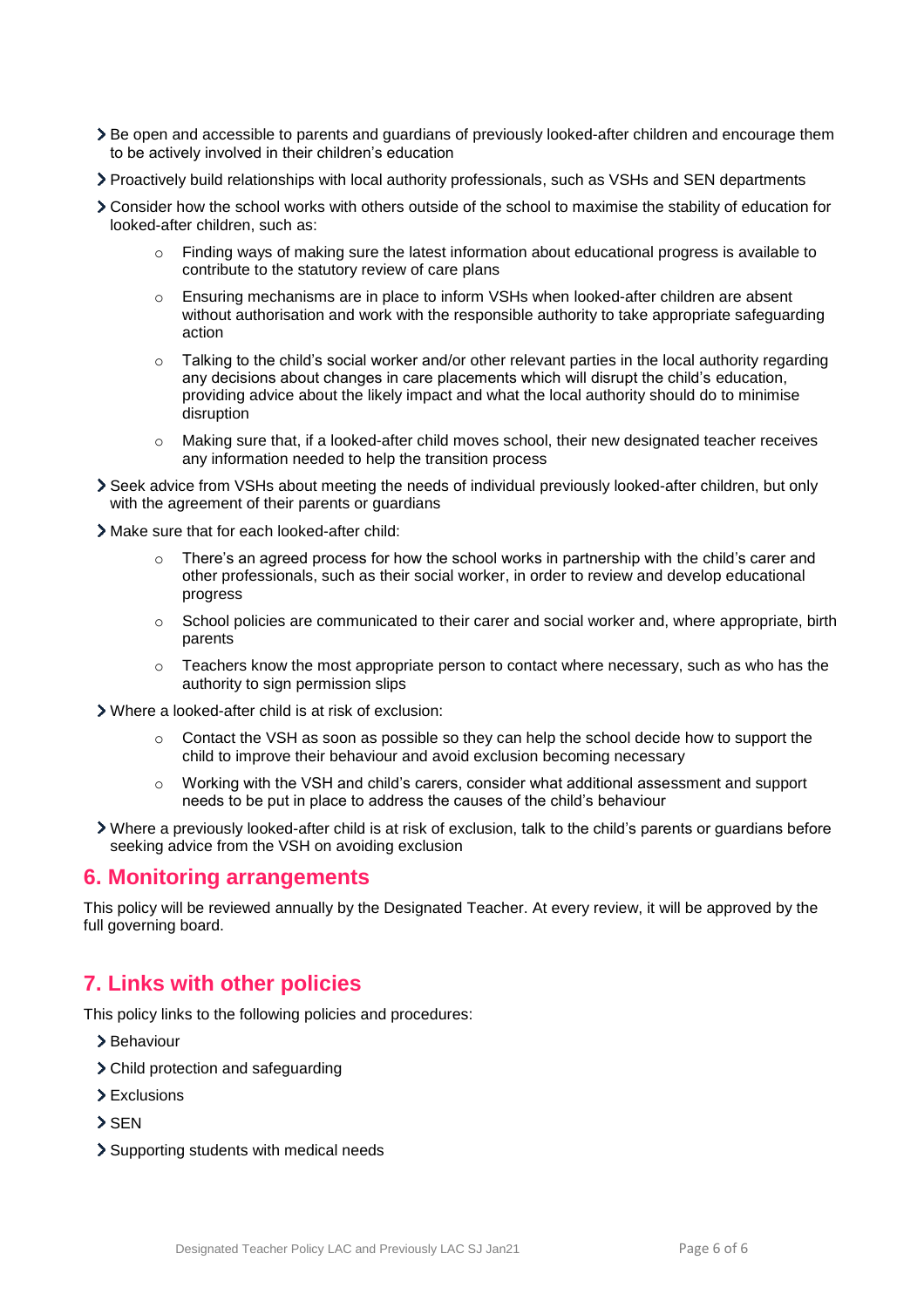- Be open and accessible to parents and guardians of previously looked-after children and encourage them to be actively involved in their children's education
- Proactively build relationships with local authority professionals, such as VSHs and SEN departments
- Consider how the school works with others outside of the school to maximise the stability of education for looked-after children, such as:
    - Finding ways of making sure the latest information about educational progress is available to contribute to the statutory review of care plans
    - Ensuring mechanisms are in place to inform VSHs when looked-after children are absent without authorisation and work with the responsible authority to take appropriate safeguarding action
    - Talking to the child's social worker and/or other relevant parties in the local authority regarding any decisions about changes in care placements which will disrupt the child's education, providing advice about the likely impact and what the local authority should do to minimise disruption
    - Making sure that, if a looked-after child moves school, their new designated teacher receives any information needed to help the transition process
- Seek advice from VSHs about meeting the needs of individual previously looked-after children, but only with the agreement of their parents or guardians
- Make sure that for each looked-after child:
    - There's an agreed process for how the school works in partnership with the child's carer and other professionals, such as their social worker, in order to review and develop educational progress
    - School policies are communicated to their carer and social worker and, where appropriate, birth parents
    - Teachers know the most appropriate person to contact where necessary, such as who has the authority to sign permission slips
- Where a looked-after child is at risk of exclusion:
    - Contact the VSH as soon as possible so they can help the school decide how to support the child to improve their behaviour and avoid exclusion becoming necessary
    - Working with the VSH and child's carers, consider what additional assessment and support needs to be put in place to address the causes of the child's behaviour
- Where a previously looked-after child is at risk of exclusion, talk to the child's parents or guardians before seeking advice from the VSH on avoiding exclusion

## 6. Monitoring arrangements

This policy will be reviewed annually by the Designated Teacher. At every review, it will be approved by the full governing board.

## 7. Links with other policies

This policy links to the following policies and procedures:

- Behaviour
- Child protection and safeguarding
- Exclusions
- SEN
- Supporting students with medical needs